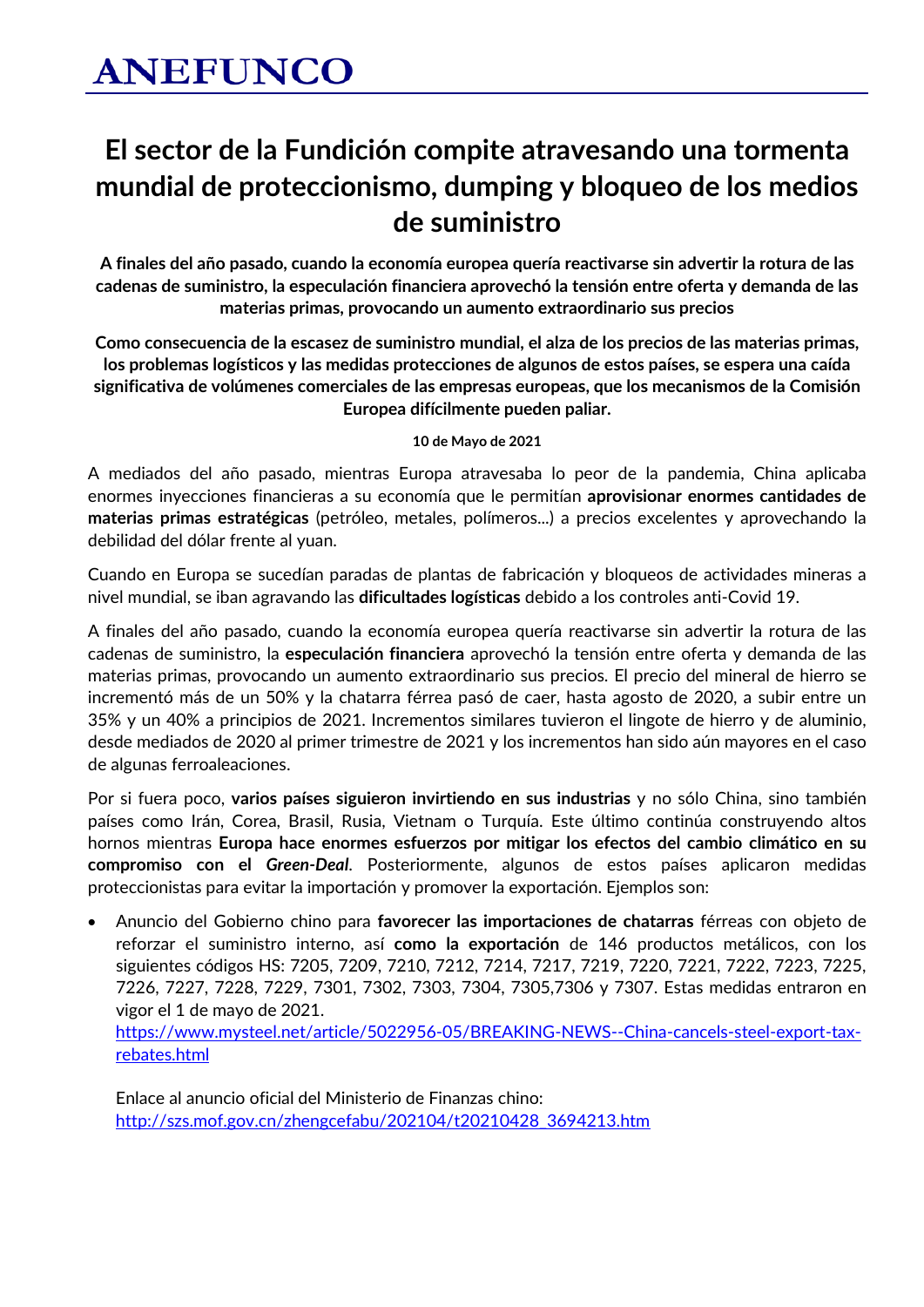# ANEFUNCO

# El sector de la Fundición compite atravesando una tormenta mundial de proteccionismo, dumping y bloqueo de los medios de suministro

**A finales del año pasado, cuando la economía europea quería reactivarse sin advertir la rotura de las cadenas de suministro, la especulación financiera aprovechó la tensión entre oferta y demanda de las materias primas, provocando un aumento extraordinario sus precios**

**Como consecuencia de la escasez de suministro mundial, el alza de los precios de las materias primas, los problemas logísticos y las medidas protecciones de algunos de estos países, se espera una caída significativa de volúmenes comerciales de las empresas europeas, que los mecanismos de la Comisión Europea difícilmente pueden paliar.**

**10 de Mayo de 2021**

A mediados del año pasado, mientras Europa atravesaba lo peor de la pandemia, China aplicaba enormes inyecciones financieras a su economía que le permitían **aprovisionar enormes cantidades de materias primas estratégicas** (petróleo, metales, polímeros...) a precios excelentes y aprovechando la debilidad del dólar frente al yuan.

Cuando en Europa se sucedían paradas de plantas de fabricación y bloqueos de actividades mineras a nivel mundial, se iban agravando las **dificultades logísticas** debido a los controles anti-Covid 19.

A finales del año pasado, cuando la economía europea quería reactivarse sin advertir la rotura de las cadenas de suministro, la **especulación financiera** aprovechó la tensión entre oferta y demanda de las materias primas, provocando un aumento extraordinario sus precios. El precio del mineral de hierro se incrementó más de un 50% y la chatarra férrea pasó de caer, hasta agosto de 2020, a subir entre un 35% y un 40% a principios de 2021. Incrementos similares tuvieron el lingote de hierro y de aluminio, desde mediados de 2020 al primer trimestre de 2021 y los incrementos han sido aún mayores en el caso de algunas ferroaleaciones.

Por si fuera poco, **varios países siguieron invirtiendo en sus industrias** y no sólo China, sino también países como Irán, Corea, Brasil, Rusia, Vietnam o Turquía. Este último continúa construyendo altos hornos mientras **Europa hace enormes esfuerzos por mitigar los efectos del cambio climático en su compromiso con el *Green-Deal***. Posteriormente, algunos de estos países aplicaron medidas proteccionistas para evitar la importación y promover la exportación. Ejemplos son:

- Anuncio del Gobierno chino para **favorecer las importaciones de chatarras** férreas con objeto de reforzar el suministro interno, así **como la exportación** de 146 productos metálicos, con los siguientes códigos HS: 7205, 7209, 7210, 7212, 7214, 7217, 7219, 7220, 7221, 7222, 7223, 7225, 7226, 7227, 7228, 7229, 7301, 7302, 7303, 7304, 7305,7306 y 7307. Estas medidas entraron en vigor el 1 de mayo de 2021.
  https://www.mysteel.net/article/5022956-05/BREAKING-NEWS--China-cancels-steel-export-tax-rebates.html

  Enlace al anuncio oficial del Ministerio de Finanzas chino:
  http://szs.mof.gov.cn/zhengcefabu/202104/t20210428_3694213.htm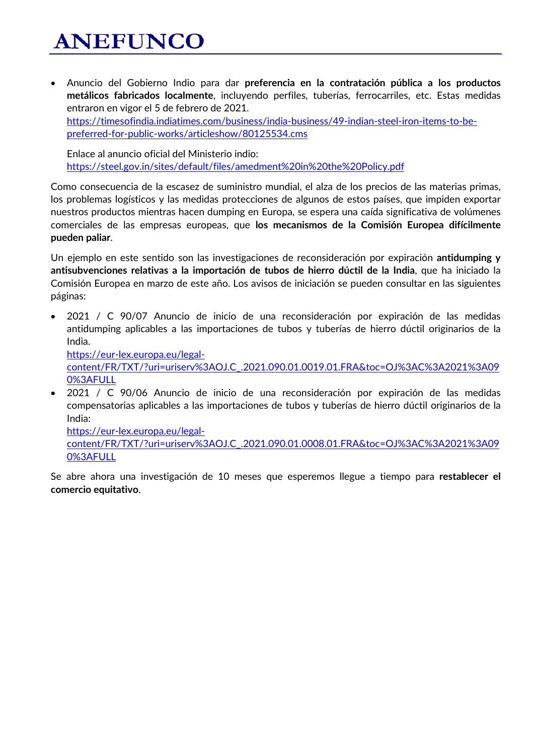- Anuncio del Gobierno Indio para dar **preferencia en la contratación pública a los productos metálicos fabricados localmente**, incluyendo perfiles, tuberías, ferrocarriles, etc. Estas medidas entraron en vigor el 5 de febrero de 2021.
  https://timesofindia.indiatimes.com/business/india-business/49-indian-steel-iron-items-to-be-preferred-for-public-works/articleshow/80125534.cms

  Enlace al anuncio oficial del Ministerio indio:
  https://steel.gov.in/sites/default/files/amedment%20in%20the%20Policy.pdf

Como consecuencia de la escasez de suministro mundial, el alza de los precios de las materias primas, los problemas logísticos y las medidas protecciones de algunos de estos países, que impiden exportar nuestros productos mientras hacen dumping en Europa, se espera una caída significativa de volúmenes comerciales de las empresas europeas, que **los mecanismos de la Comisión Europea difícilmente pueden paliar**.

Un ejemplo en este sentido son las investigaciones de reconsideración por expiración **antidumping y antisubvenciones relativas a la importación de tubos de hierro dúctil de la India**, que ha iniciado la Comisión Europea en marzo de este año. Los avisos de iniciación se pueden consultar en las siguientes páginas:

- 2021 / C 90/07 Anuncio de inicio de una reconsideración por expiración de las medidas antidumping aplicables a las importaciones de tubos y tuberías de hierro dúctil originarios de la India.
  https://eur-lex.europa.eu/legal-content/FR/TXT/?uri=uriserv%3AOJ.C_.2021.090.01.0019.01.FRA&toc=OJ%3AC%3A2021%3A090%3AFULL
- 2021 / C 90/06 Anuncio de inicio de una reconsideración por expiración de las medidas compensatorias aplicables a las importaciones de tubos y tuberías de hierro dúctil originarios de la India:
  https://eur-lex.europa.eu/legal-content/FR/TXT/?uri=uriserv%3AOJ.C_.2021.090.01.0008.01.FRA&toc=OJ%3AC%3A2021%3A090%3AFULL

Se abre ahora una investigación de 10 meses que esperemos llegue a tiempo para **restablecer el comercio equitativo**.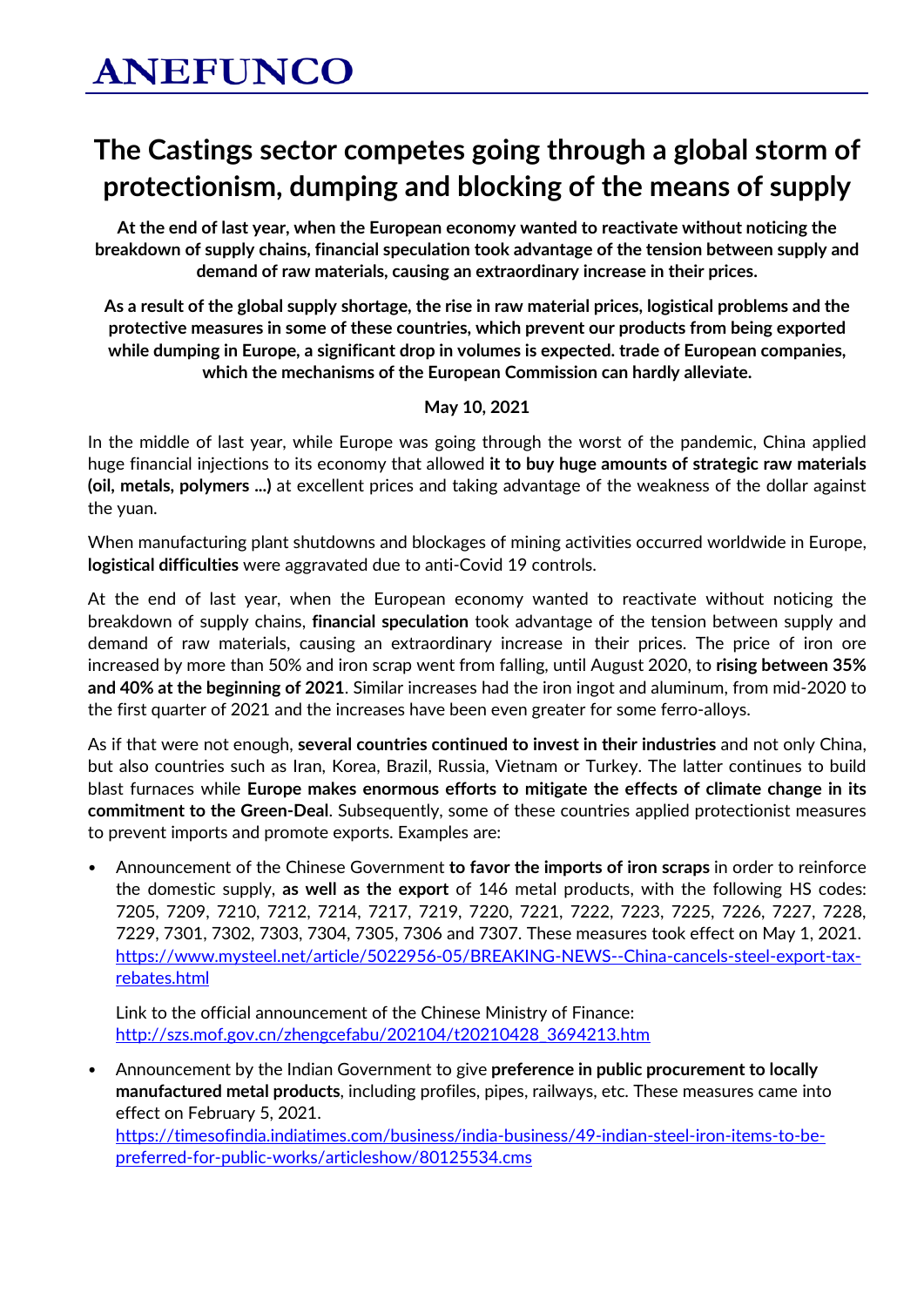# ANEFUNCO

# The Castings sector competes going through a global storm of protectionism, dumping and blocking of the means of supply

**At the end of last year, when the European economy wanted to reactivate without noticing the breakdown of supply chains, financial speculation took advantage of the tension between supply and demand of raw materials, causing an extraordinary increase in their prices.**

**As a result of the global supply shortage, the rise in raw material prices, logistical problems and the protective measures in some of these countries, which prevent our products from being exported while dumping in Europe, a significant drop in volumes is expected. trade of European companies, which the mechanisms of the European Commission can hardly alleviate.**

**May 10, 2021**

In the middle of last year, while Europe was going through the worst of the pandemic, China applied huge financial injections to its economy that allowed **it to buy huge amounts of strategic raw materials (oil, metals, polymers ...)** at excellent prices and taking advantage of the weakness of the dollar against the yuan.

When manufacturing plant shutdowns and blockages of mining activities occurred worldwide in Europe, **logistical difficulties** were aggravated due to anti-Covid 19 controls.

At the end of last year, when the European economy wanted to reactivate without noticing the breakdown of supply chains, **financial speculation** took advantage of the tension between supply and demand of raw materials, causing an extraordinary increase in their prices. The price of iron ore increased by more than 50% and iron scrap went from falling, until August 2020, to **rising between 35% and 40% at the beginning of 2021**. Similar increases had the iron ingot and aluminum, from mid-2020 to the first quarter of 2021 and the increases have been even greater for some ferro-alloys.

As if that were not enough, **several countries continued to invest in their industries** and not only China, but also countries such as Iran, Korea, Brazil, Russia, Vietnam or Turkey. The latter continues to build blast furnaces while **Europe makes enormous efforts to mitigate the effects of climate change in its commitment to the Green-Deal**. Subsequently, some of these countries applied protectionist measures to prevent imports and promote exports. Examples are:

- Announcement of the Chinese Government **to favor the imports of iron scraps** in order to reinforce the domestic supply, **as well as the export** of 146 metal products, with the following HS codes: 7205, 7209, 7210, 7212, 7214, 7217, 7219, 7220, 7221, 7222, 7223, 7225, 7226, 7227, 7228, 7229, 7301, 7302, 7303, 7304, 7305, 7306 and 7307. These measures took effect on May 1, 2021. https://www.mysteel.net/article/5022956-05/BREAKING-NEWS--China-cancels-steel-export-tax-rebates.html

  Link to the official announcement of the Chinese Ministry of Finance: http://szs.mof.gov.cn/zhengcefabu/202104/t20210428_3694213.htm

- Announcement by the Indian Government to give **preference in public procurement to locally manufactured metal products**, including profiles, pipes, railways, etc. These measures came into effect on February 5, 2021. https://timesofindia.indiatimes.com/business/india-business/49-indian-steel-iron-items-to-be-preferred-for-public-works/articleshow/80125534.cms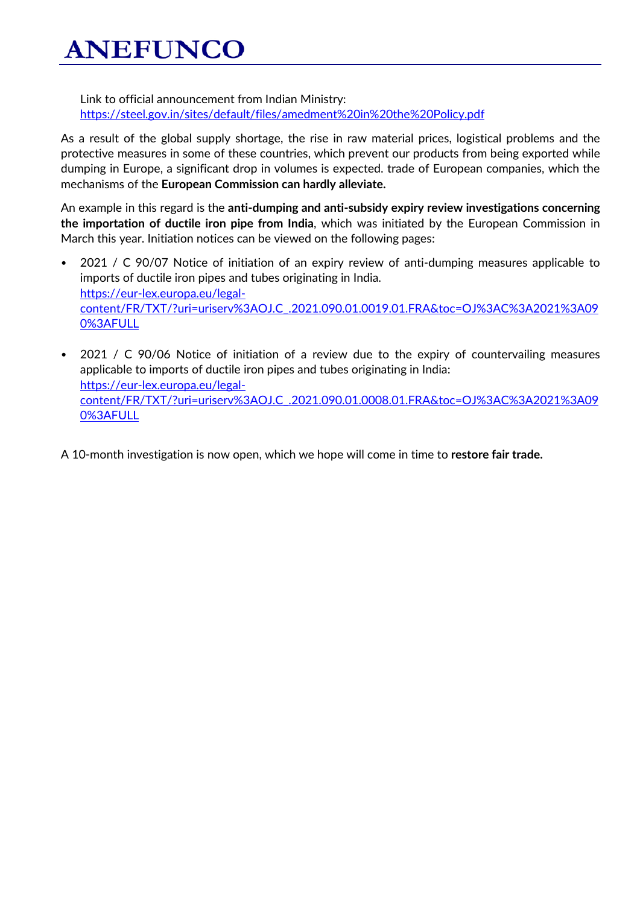Link to official announcement from Indian Ministry: [https://steel.gov.in/sites/default/files/amedment%20in%20the%20Policy.pdf](https://steel.gov.in/sites/default/files/amedment%20in%20the%20Policy.pdf)

As a result of the global supply shortage, the rise in raw material prices, logistical problems and the protective measures in some of these countries, which prevent our products from being exported while dumping in Europe, a significant drop in volumes is expected. trade of European companies, which the mechanisms of the **European Commission can hardly alleviate.**

An example in this regard is the **anti-dumping and anti-subsidy expiry review investigations concerning the importation of ductile iron pipe from India**, which was initiated by the European Commission in March this year. Initiation notices can be viewed on the following pages:

- 2021 / C 90/07 Notice of initiation of an expiry review of anti-dumping measures applicable to imports of ductile iron pipes and tubes originating in India.
  [https://eur-lex.europa.eu/legal-content/FR/TXT/?uri=uriserv%3AOJ.C_.2021.090.01.0019.01.FRA&toc=OJ%3AC%3A2021%3A090%3AFULL](https://eur-lex.europa.eu/legal-content/FR/TXT/?uri=uriserv%3AOJ.C_.2021.090.01.0019.01.FRA&toc=OJ%3AC%3A2021%3A090%3AFULL)

- 2021 / C 90/06 Notice of initiation of a review due to the expiry of countervailing measures applicable to imports of ductile iron pipes and tubes originating in India:
  [https://eur-lex.europa.eu/legal-content/FR/TXT/?uri=uriserv%3AOJ.C_.2021.090.01.0008.01.FRA&toc=OJ%3AC%3A2021%3A090%3AFULL](https://eur-lex.europa.eu/legal-content/FR/TXT/?uri=uriserv%3AOJ.C_.2021.090.01.0008.01.FRA&toc=OJ%3AC%3A2021%3A090%3AFULL)

A 10-month investigation is now open, which we hope will come in time to **restore fair trade.**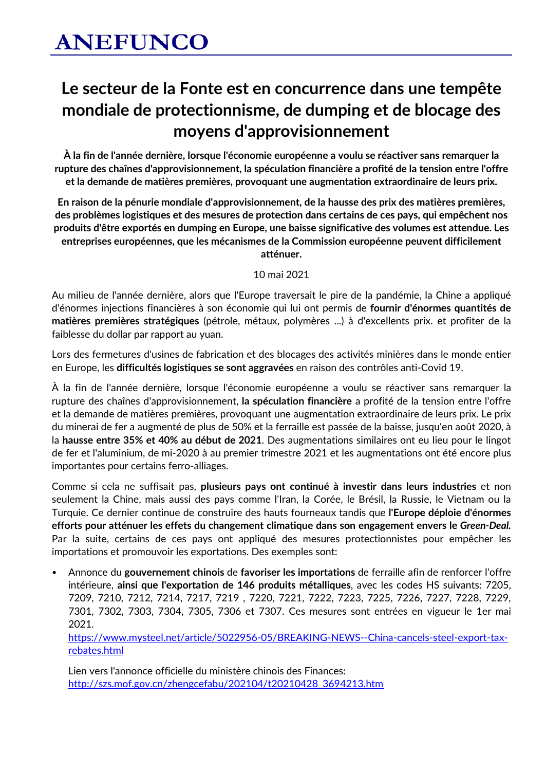# ANEFUNCO

## Le secteur de la Fonte est en concurrence dans une tempête mondiale de protectionnisme, de dumping et de blocage des moyens d'approvisionnement

**À la fin de l'année dernière, lorsque l'économie européenne a voulu se réactiver sans remarquer la rupture des chaînes d'approvisionnement, la spéculation financière a profité de la tension entre l'offre et la demande de matières premières, provoquant une augmentation extraordinaire de leurs prix.**

**En raison de la pénurie mondiale d'approvisionnement, de la hausse des prix des matières premières, des problèmes logistiques et des mesures de protection dans certains de ces pays, qui empêchent nos produits d'être exportés en dumping en Europe, une baisse significative des volumes est attendue. Les entreprises européennes, que les mécanismes de la Commission européenne peuvent difficilement atténuer.**

10 mai 2021

Au milieu de l'année dernière, alors que l'Europe traversait le pire de la pandémie, la Chine a appliqué d'énormes injections financières à son économie qui lui ont permis de **fournir d'énormes quantités de matières premières stratégiques** (pétrole, métaux, polymères ...) à d'excellents prix. et profiter de la faiblesse du dollar par rapport au yuan.

Lors des fermetures d'usines de fabrication et des blocages des activités minières dans le monde entier en Europe, les **difficultés logistiques se sont aggravées** en raison des contrôles anti-Covid 19.

À la fin de l'année dernière, lorsque l'économie européenne a voulu se réactiver sans remarquer la rupture des chaînes d'approvisionnement, **la spéculation financière** a profité de la tension entre l'offre et la demande de matières premières, provoquant une augmentation extraordinaire de leurs prix. Le prix du minerai de fer a augmenté de plus de 50% et la ferraille est passée de la baisse, jusqu'en août 2020, à la **hausse entre 35% et 40% au début de 2021**. Des augmentations similaires ont eu lieu pour le lingot de fer et l'aluminium, de mi-2020 à au premier trimestre 2021 et les augmentations ont été encore plus importantes pour certains ferro-alliages.

Comme si cela ne suffisait pas, **plusieurs pays ont continué à investir dans leurs industries** et non seulement la Chine, mais aussi des pays comme l'Iran, la Corée, le Brésil, la Russie, le Vietnam ou la Turquie. Ce dernier continue de construire des hauts fourneaux tandis que **l'Europe déploie d'énormes efforts pour atténuer les effets du changement climatique dans son engagement envers le *Green-Deal*.** Par la suite, certains de ces pays ont appliqué des mesures protectionnistes pour empêcher les importations et promouvoir les exportations. Des exemples sont:

- Annonce du **gouvernement chinois** de **favoriser les importations** de ferraille afin de renforcer l'offre intérieure, **ainsi que l'exportation de 146 produits métalliques**, avec les codes HS suivants: 7205, 7209, 7210, 7212, 7214, 7217, 7219 , 7220, 7221, 7222, 7223, 7225, 7226, 7227, 7228, 7229, 7301, 7302, 7303, 7304, 7305, 7306 et 7307. Ces mesures sont entrées en vigueur le 1er mai 2021.
  https://www.mysteel.net/article/5022956-05/BREAKING-NEWS--China-cancels-steel-export-tax-rebates.html

  Lien vers l'annonce officielle du ministère chinois des Finances:
  http://szs.mof.gov.cn/zhengcefabu/202104/t20210428_3694213.htm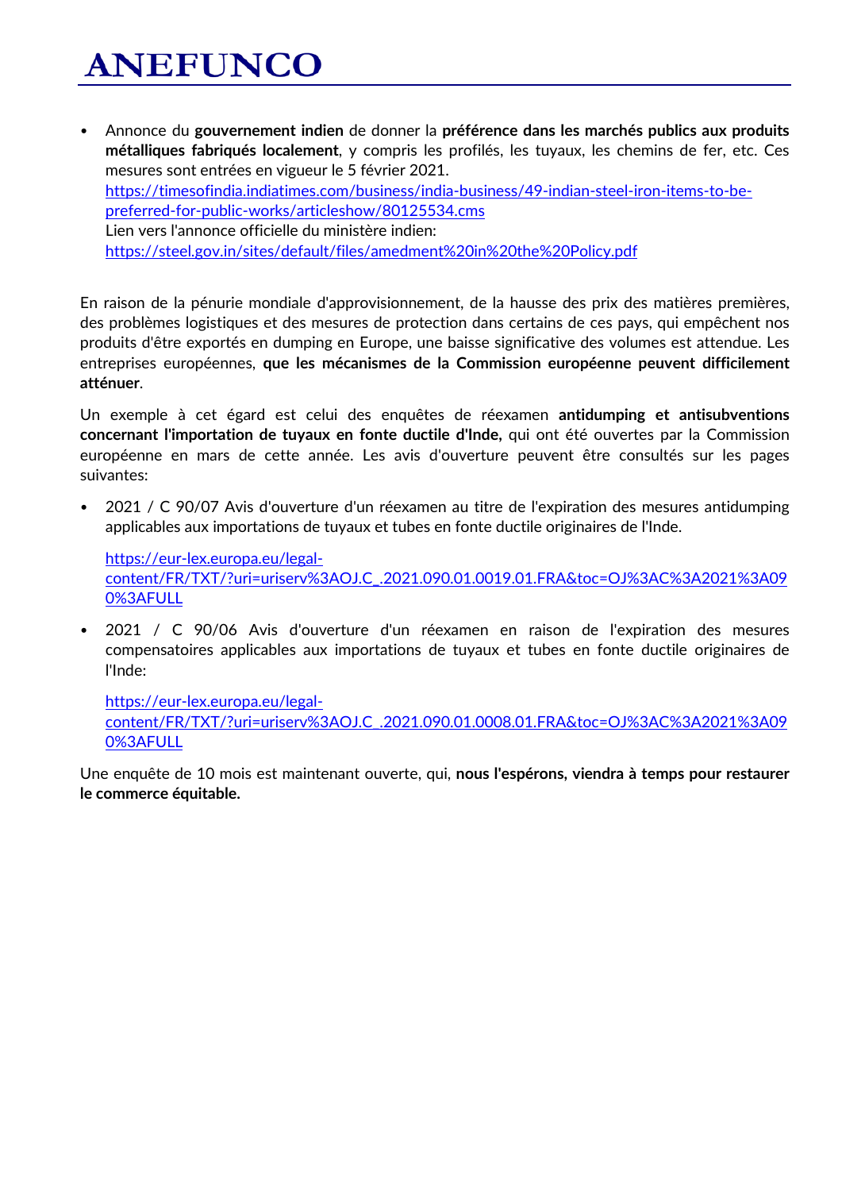- Annonce du **gouvernement indien** de donner la **préférence dans les marchés publics aux produits métalliques fabriqués localement**, y compris les profilés, les tuyaux, les chemins de fer, etc. Ces mesures sont entrées en vigueur le 5 février 2021.
  https://timesofindia.indiatimes.com/business/india-business/49-indian-steel-iron-items-to-be-preferred-for-public-works/articleshow/80125534.cms
  Lien vers l'annonce officielle du ministère indien:
  https://steel.gov.in/sites/default/files/amedment%20in%20the%20Policy.pdf

En raison de la pénurie mondiale d'approvisionnement, de la hausse des prix des matières premières, des problèmes logistiques et des mesures de protection dans certains de ces pays, qui empêchent nos produits d'être exportés en dumping en Europe, une baisse significative des volumes est attendue. Les entreprises européennes, **que les mécanismes de la Commission européenne peuvent difficilement atténuer**.

Un exemple à cet égard est celui des enquêtes de réexamen **antidumping et antisubventions concernant l'importation de tuyaux en fonte ductile d'Inde,** qui ont été ouvertes par la Commission européenne en mars de cette année. Les avis d'ouverture peuvent être consultés sur les pages suivantes:

- 2021 / C 90/07 Avis d'ouverture d'un réexamen au titre de l'expiration des mesures antidumping applicables aux importations de tuyaux et tubes en fonte ductile originaires de l'Inde.

  https://eur-lex.europa.eu/legal-content/FR/TXT/?uri=uriserv%3AOJ.C_.2021.090.01.0019.01.FRA&toc=OJ%3AC%3A2021%3A090%3AFULL

- 2021 / C 90/06 Avis d'ouverture d'un réexamen en raison de l'expiration des mesures compensatoires applicables aux importations de tuyaux et tubes en fonte ductile originaires de l'Inde:

  https://eur-lex.europa.eu/legal-content/FR/TXT/?uri=uriserv%3AOJ.C_.2021.090.01.0008.01.FRA&toc=OJ%3AC%3A2021%3A090%3AFULL

Une enquête de 10 mois est maintenant ouverte, qui, **nous l'espérons, viendra à temps pour restaurer le commerce équitable.**